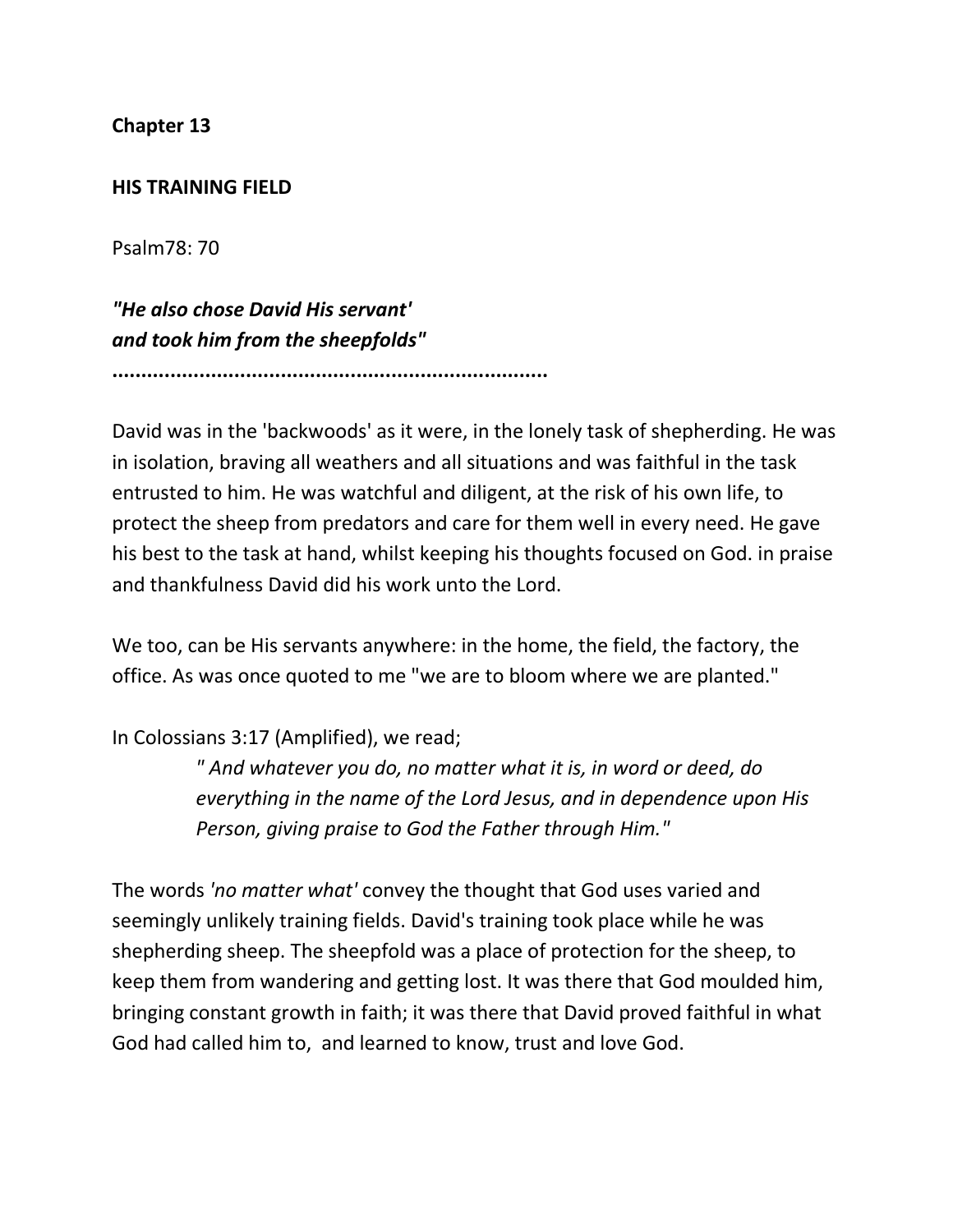**Chapter 13**

## HIS TRAINING FIELD

Psalm78: 70

***"He also chose David His servant'***
***and took him from the sheepfolds"***

**........................................................................**

David was in the 'backwoods' as it were, in the lonely task of shepherding. He was in isolation, braving all weathers and all situations and was faithful in the task entrusted to him. He was watchful and diligent, at the risk of his own life, to protect the sheep from predators and care for them well in every need. He gave his best to the task at hand, whilst keeping his thoughts focused on God. in praise and thankfulness David did his work unto the Lord.

We too, can be His servants anywhere: in the home, the field, the factory, the office. As was once quoted to me "we are to bloom where we are planted."

In Colossians 3:17 (Amplified), we read;

> *" And whatever you do, no matter what it is, in word or deed, do everything in the name of the Lord Jesus, and in dependence upon His Person, giving praise to God the Father through Him."*

The words *'no matter what'* convey the thought that God uses varied and seemingly unlikely training fields. David's training took place while he was shepherding sheep. The sheepfold was a place of protection for the sheep, to keep them from wandering and getting lost. It was there that God moulded him, bringing constant growth in faith; it was there that David proved faithful in what God had called him to, and learned to know, trust and love God.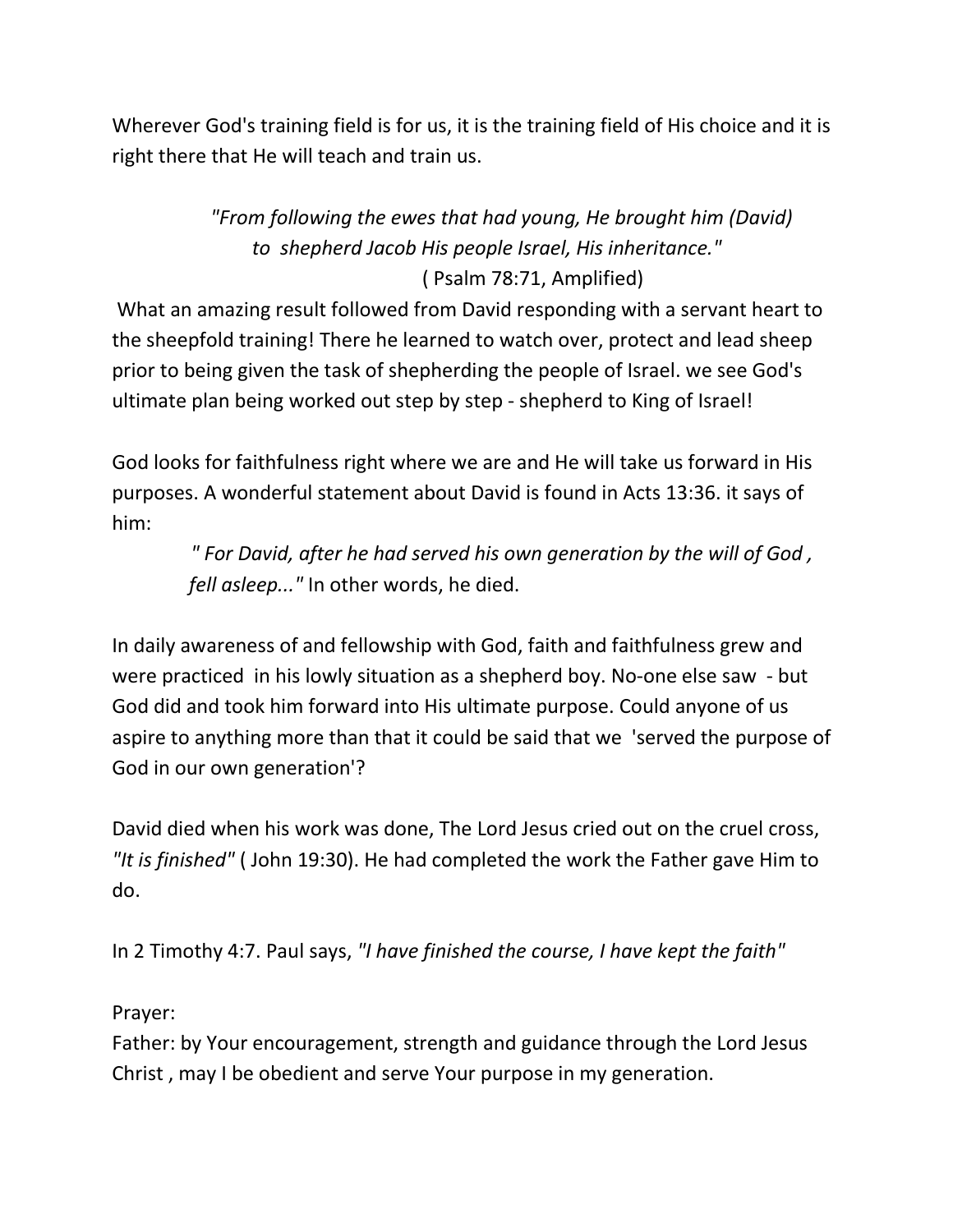Wherever God's training field is for us, it is the training field of His choice and it is right there that He will teach and train us.

> *"From following the ewes that had young, He brought him (David) to shepherd Jacob His people Israel, His inheritance."*
> ( Psalm 78:71, Amplified)

What an amazing result followed from David responding with a servant heart to the sheepfold training! There he learned to watch over, protect and lead sheep prior to being given the task of shepherding the people of Israel. we see God's ultimate plan being worked out step by step - shepherd to King of Israel!

God looks for faithfulness right where we are and He will take us forward in His purposes. A wonderful statement about David is found in Acts 13:36. it says of him:

> *" For David, after he had served his own generation by the will of God , fell asleep..."* In other words, he died.

In daily awareness of and fellowship with God, faith and faithfulness grew and were practiced in his lowly situation as a shepherd boy. No-one else saw - but God did and took him forward into His ultimate purpose. Could anyone of us aspire to anything more than that it could be said that we 'served the purpose of God in our own generation'?

David died when his work was done, The Lord Jesus cried out on the cruel cross, *"It is finished"* ( John 19:30). He had completed the work the Father gave Him to do.

In 2 Timothy 4:7. Paul says, *"I have finished the course, I have kept the faith"*

Prayer:
Father: by Your encouragement, strength and guidance through the Lord Jesus Christ , may I be obedient and serve Your purpose in my generation.